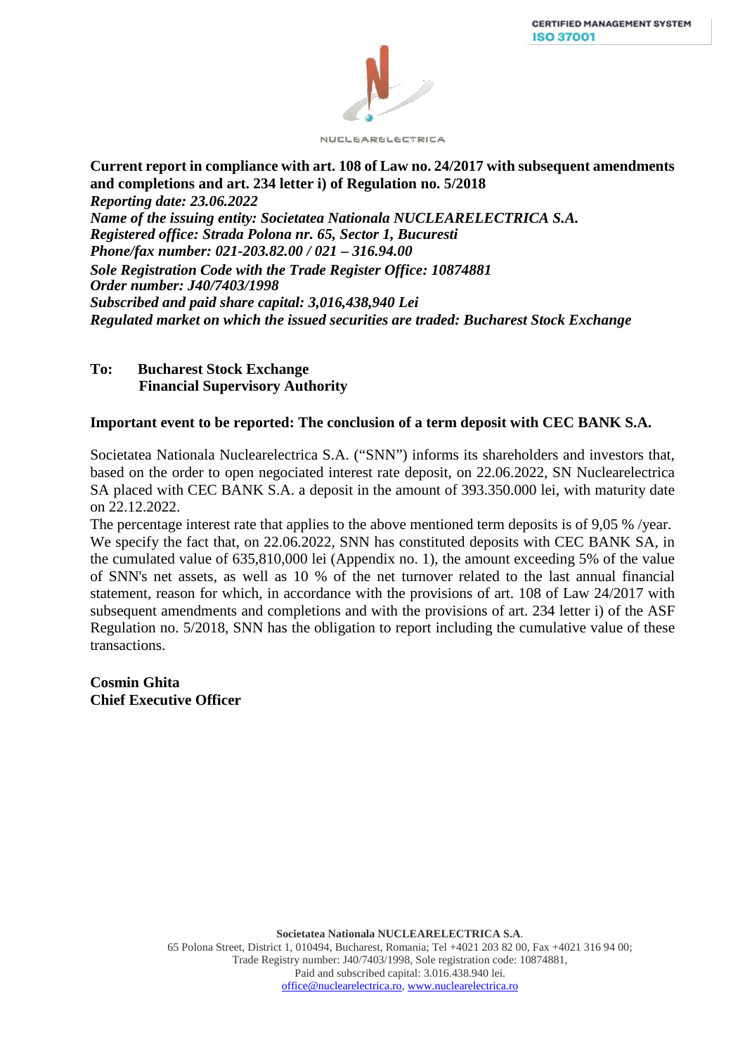NUCLEARELECTRICA

**Current report in compliance with art. 108 of Law no. 24/2017 with subsequent amendments and completions and art. 234 letter i) of Regulation no. 5/2018**
***Reporting date: 23.06.2022***
***Name of the issuing entity: Societatea Nationala NUCLEARELECTRICA S.A.***
***Registered office: Strada Polona nr. 65, Sector 1, Bucuresti***
***Phone/fax number: 021-203.82.00 / 021 – 316.94.00***
***Sole Registration Code with the Trade Register Office: 10874881***
***Order number: J40/7403/1998***
***Subscribed and paid share capital: 3,016,438,940 Lei***
***Regulated market on which the issued securities are traded: Bucharest Stock Exchange***

**To: Bucharest Stock Exchange**
**Financial Supervisory Authority**

**Important event to be reported: The conclusion of a term deposit with CEC BANK S.A.**

Societatea Nationala Nuclearelectrica S.A. ("SNN") informs its shareholders and investors that, based on the order to open negociated interest rate deposit, on 22.06.2022, SN Nuclearelectrica SA placed with CEC BANK S.A. a deposit in the amount of 393.350.000 lei, with maturity date on 22.12.2022.
The percentage interest rate that applies to the above mentioned term deposits is of 9,05 % /year.
We specify the fact that, on 22.06.2022, SNN has constituted deposits with CEC BANK SA, in the cumulated value of 635,810,000 lei (Appendix no. 1), the amount exceeding 5% of the value of SNN's net assets, as well as 10 % of the net turnover related to the last annual financial statement, reason for which, in accordance with the provisions of art. 108 of Law 24/2017 with subsequent amendments and completions and with the provisions of art. 234 letter i) of the ASF Regulation no. 5/2018, SNN has the obligation to report including the cumulative value of these transactions.

**Cosmin Ghita**
**Chief Executive Officer**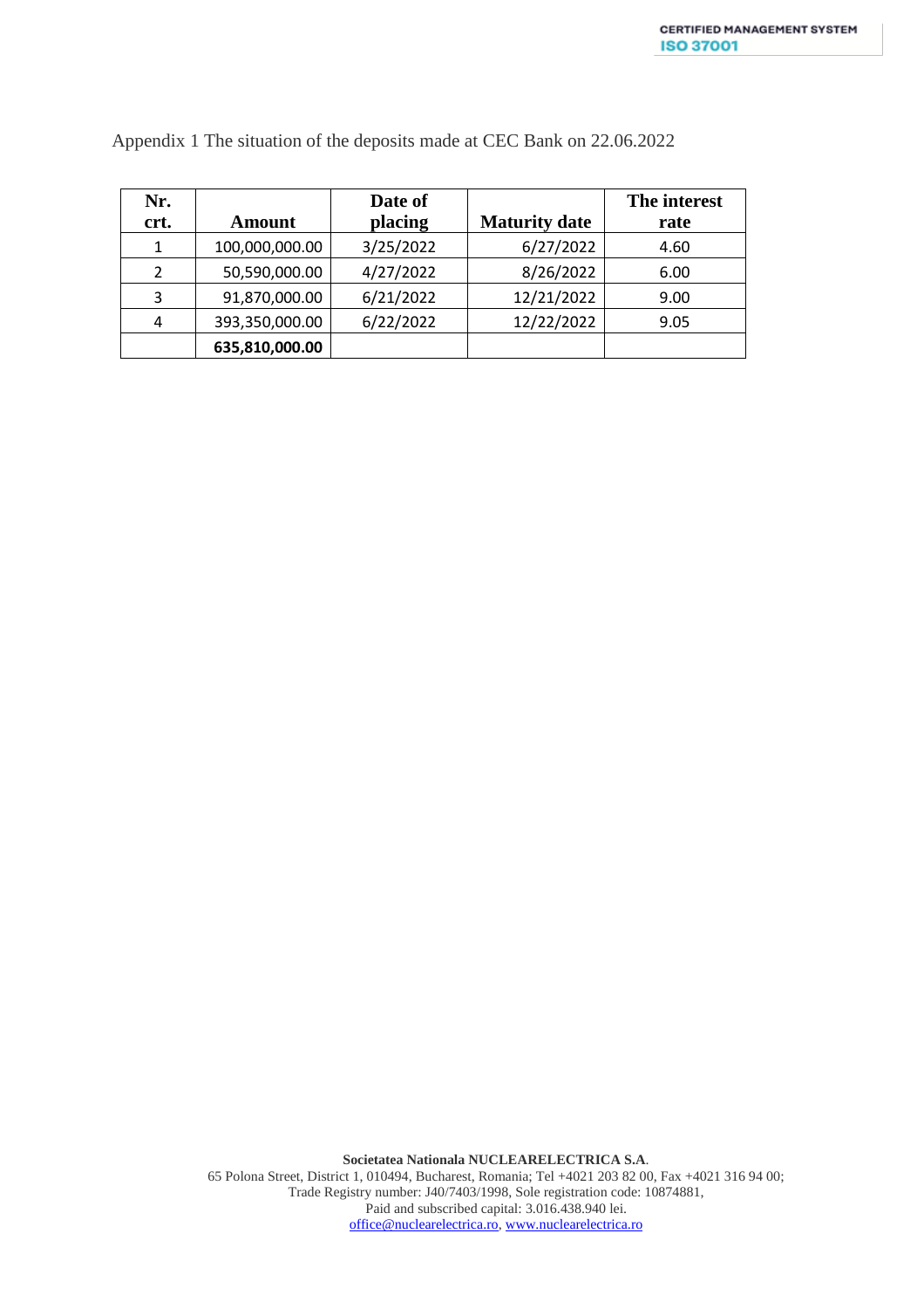Appendix 1 The situation of the deposits made at CEC Bank on 22.06.2022

| Nr. crt. | Amount | Date of placing | Maturity date | The interest rate |
|---|---|---|---|---|
| 1 | 100,000,000.00 | 3/25/2022 | 6/27/2022 | 4.60 |
| 2 | 50,590,000.00 | 4/27/2022 | 8/26/2022 | 6.00 |
| 3 | 91,870,000.00 | 6/21/2022 | 12/21/2022 | 9.00 |
| 4 | 393,350,000.00 | 6/22/2022 | 12/22/2022 | 9.05 |
| | **635,810,000.00** | | | |